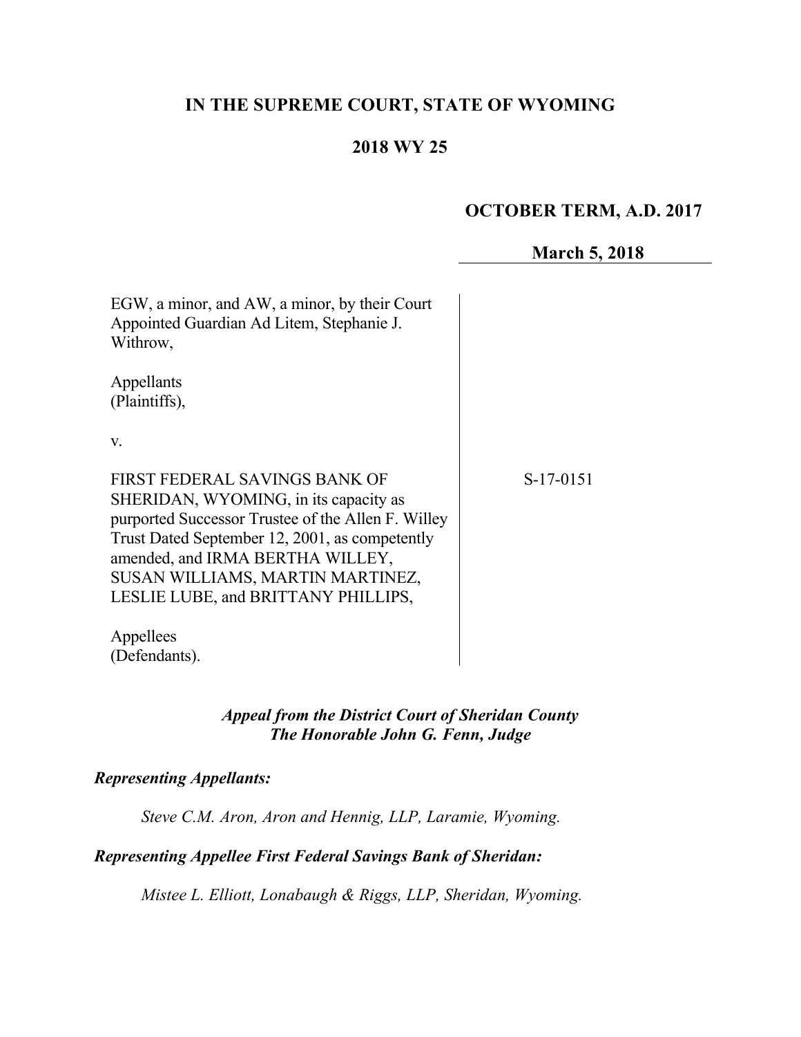# IN THE SUPREME COURT, STATE OF WYOMING

## 2018 WY 25

**OCTOBER TERM, A.D. 2017**

**March 5, 2018**

EGW, a minor, and AW, a minor, by their Court Appointed Guardian Ad Litem, Stephanie J. Withrow,

Appellants
(Plaintiffs),

v.

FIRST FEDERAL SAVINGS BANK OF SHERIDAN, WYOMING, in its capacity as purported Successor Trustee of the Allen F. Willey Trust Dated September 12, 2001, as competently amended, and IRMA BERTHA WILLEY, SUSAN WILLIAMS, MARTIN MARTINEZ, LESLIE LUBE, and BRITTANY PHILLIPS,

Appellees
(Defendants).

S-17-0151

***Appeal from the District Court of Sheridan County***
***The Honorable John G. Fenn, Judge***

***Representing Appellants:***

*Steve C.M. Aron, Aron and Hennig, LLP, Laramie, Wyoming.*

***Representing Appellee First Federal Savings Bank of Sheridan:***

*Mistee L. Elliott, Lonabaugh & Riggs, LLP, Sheridan, Wyoming.*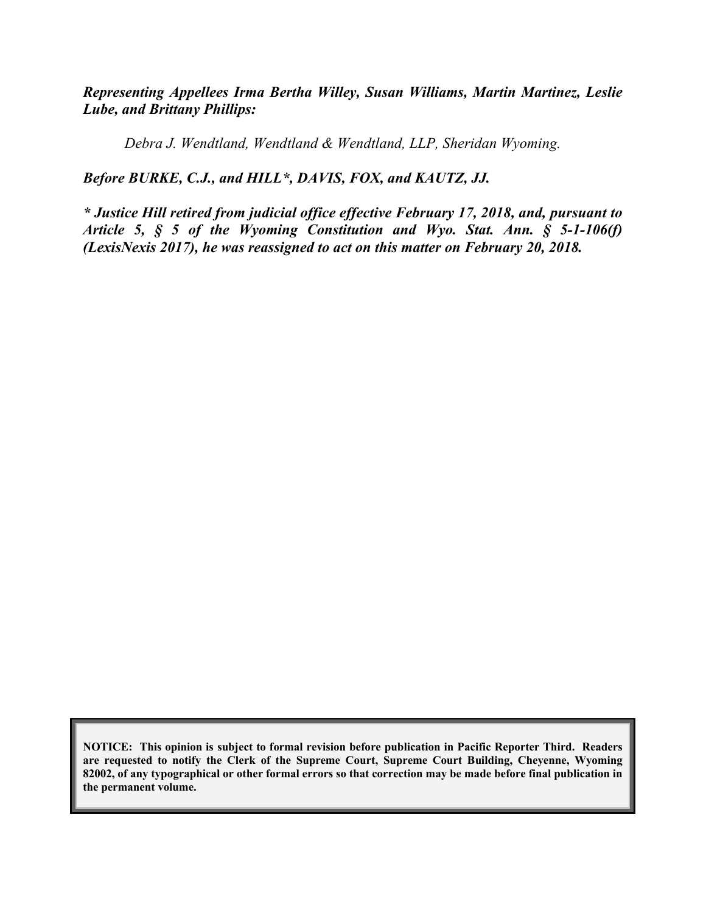***Representing Appellees Irma Bertha Willey, Susan Williams, Martin Martinez, Leslie Lube, and Brittany Phillips:***

*Debra J. Wendtland, Wendtland & Wendtland, LLP, Sheridan Wyoming.*

***Before BURKE, C.J., and HILL\*, DAVIS, FOX, and KAUTZ, JJ.***

***\* Justice Hill retired from judicial office effective February 17, 2018, and, pursuant to Article 5, § 5 of the Wyoming Constitution and Wyo. Stat. Ann. § 5-1-106(f) (LexisNexis 2017), he was reassigned to act on this matter on February 20, 2018.***

**NOTICE: This opinion is subject to formal revision before publication in Pacific Reporter Third. Readers are requested to notify the Clerk of the Supreme Court, Supreme Court Building, Cheyenne, Wyoming 82002, of any typographical or other formal errors so that correction may be made before final publication in the permanent volume.**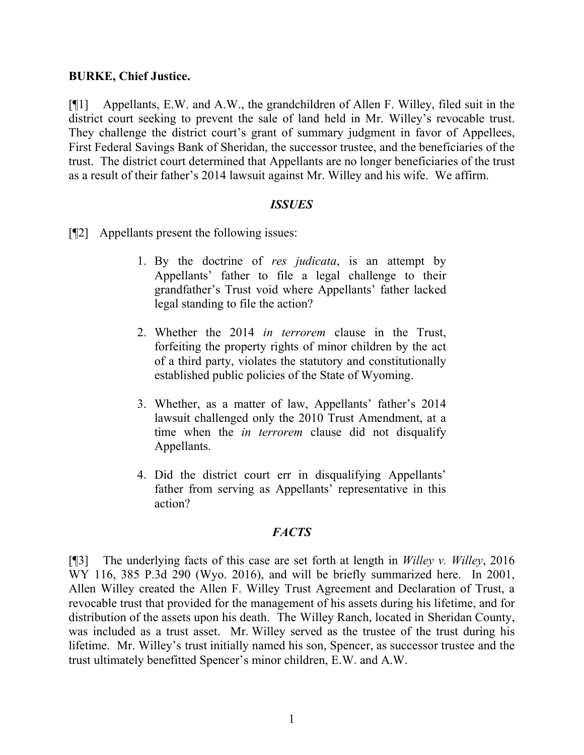**BURKE, Chief Justice.**

[¶1] Appellants, E.W. and A.W., the grandchildren of Allen F. Willey, filed suit in the district court seeking to prevent the sale of land held in Mr. Willey's revocable trust. They challenge the district court's grant of summary judgment in favor of Appellees, First Federal Savings Bank of Sheridan, the successor trustee, and the beneficiaries of the trust. The district court determined that Appellants are no longer beneficiaries of the trust as a result of their father's 2014 lawsuit against Mr. Willey and his wife. We affirm.

### *ISSUES*

[¶2] Appellants present the following issues:

> 1. By the doctrine of *res judicata*, is an attempt by Appellants' father to file a legal challenge to their grandfather's Trust void where Appellants' father lacked legal standing to file the action?
>
> 2. Whether the 2014 *in terrorem* clause in the Trust, forfeiting the property rights of minor children by the act of a third party, violates the statutory and constitutionally established public policies of the State of Wyoming.
>
> 3. Whether, as a matter of law, Appellants' father's 2014 lawsuit challenged only the 2010 Trust Amendment, at a time when the *in terrorem* clause did not disqualify Appellants.
>
> 4. Did the district court err in disqualifying Appellants' father from serving as Appellants' representative in this action?

### *FACTS*

[¶3] The underlying facts of this case are set forth at length in *Willey v. Willey*, 2016 WY 116, 385 P.3d 290 (Wyo. 2016), and will be briefly summarized here. In 2001, Allen Willey created the Allen F. Willey Trust Agreement and Declaration of Trust, a revocable trust that provided for the management of his assets during his lifetime, and for distribution of the assets upon his death. The Willey Ranch, located in Sheridan County, was included as a trust asset. Mr. Willey served as the trustee of the trust during his lifetime. Mr. Willey's trust initially named his son, Spencer, as successor trustee and the trust ultimately benefitted Spencer's minor children, E.W. and A.W.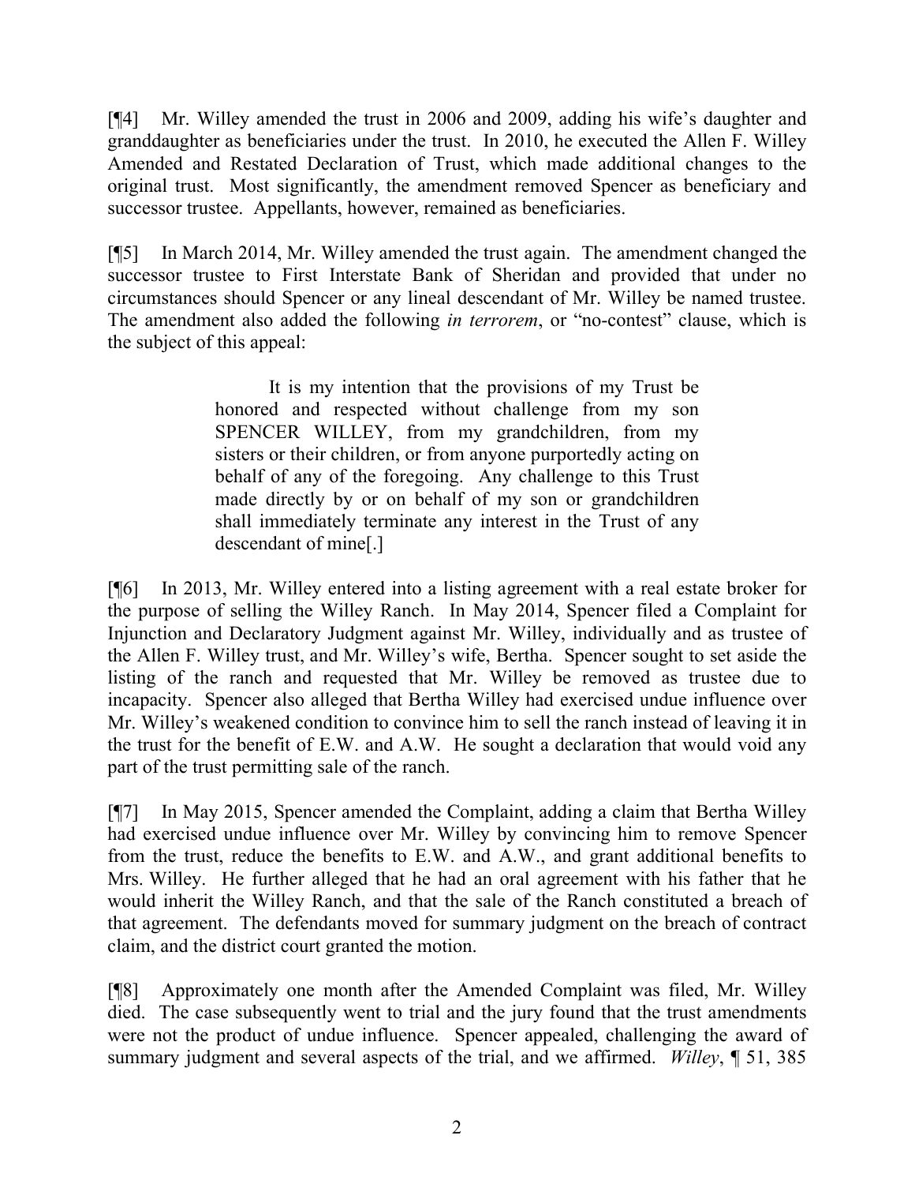[¶4] Mr. Willey amended the trust in 2006 and 2009, adding his wife's daughter and granddaughter as beneficiaries under the trust. In 2010, he executed the Allen F. Willey Amended and Restated Declaration of Trust, which made additional changes to the original trust. Most significantly, the amendment removed Spencer as beneficiary and successor trustee. Appellants, however, remained as beneficiaries.

[¶5] In March 2014, Mr. Willey amended the trust again. The amendment changed the successor trustee to First Interstate Bank of Sheridan and provided that under no circumstances should Spencer or any lineal descendant of Mr. Willey be named trustee. The amendment also added the following *in terrorem*, or "no-contest" clause, which is the subject of this appeal:

> It is my intention that the provisions of my Trust be honored and respected without challenge from my son SPENCER WILLEY, from my grandchildren, from my sisters or their children, or from anyone purportedly acting on behalf of any of the foregoing. Any challenge to this Trust made directly by or on behalf of my son or grandchildren shall immediately terminate any interest in the Trust of any descendant of mine[.]

[¶6] In 2013, Mr. Willey entered into a listing agreement with a real estate broker for the purpose of selling the Willey Ranch. In May 2014, Spencer filed a Complaint for Injunction and Declaratory Judgment against Mr. Willey, individually and as trustee of the Allen F. Willey trust, and Mr. Willey's wife, Bertha. Spencer sought to set aside the listing of the ranch and requested that Mr. Willey be removed as trustee due to incapacity. Spencer also alleged that Bertha Willey had exercised undue influence over Mr. Willey's weakened condition to convince him to sell the ranch instead of leaving it in the trust for the benefit of E.W. and A.W. He sought a declaration that would void any part of the trust permitting sale of the ranch.

[¶7] In May 2015, Spencer amended the Complaint, adding a claim that Bertha Willey had exercised undue influence over Mr. Willey by convincing him to remove Spencer from the trust, reduce the benefits to E.W. and A.W., and grant additional benefits to Mrs. Willey. He further alleged that he had an oral agreement with his father that he would inherit the Willey Ranch, and that the sale of the Ranch constituted a breach of that agreement. The defendants moved for summary judgment on the breach of contract claim, and the district court granted the motion.

[¶8] Approximately one month after the Amended Complaint was filed, Mr. Willey died. The case subsequently went to trial and the jury found that the trust amendments were not the product of undue influence. Spencer appealed, challenging the award of summary judgment and several aspects of the trial, and we affirmed. *Willey*, ¶ 51, 385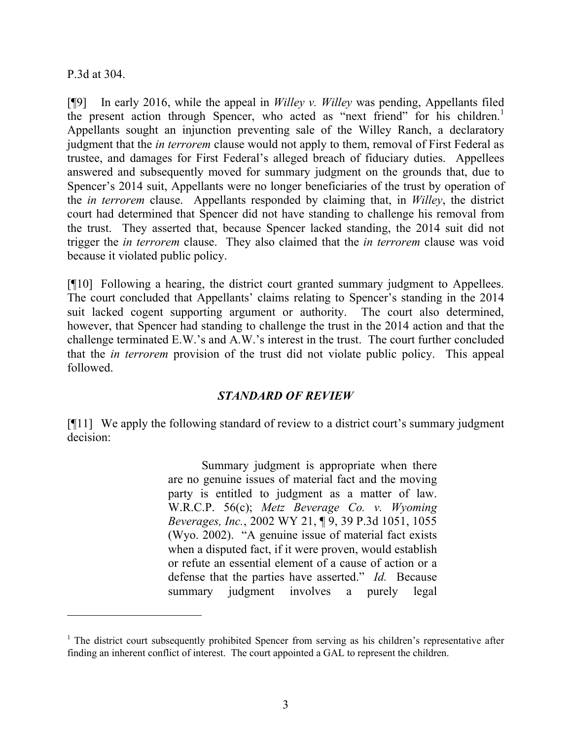P.3d at 304.

[¶9] In early 2016, while the appeal in *Willey v. Willey* was pending, Appellants filed the present action through Spencer, who acted as "next friend" for his children.[1] Appellants sought an injunction preventing sale of the Willey Ranch, a declaratory judgment that the *in terrorem* clause would not apply to them, removal of First Federal as trustee, and damages for First Federal's alleged breach of fiduciary duties. Appellees answered and subsequently moved for summary judgment on the grounds that, due to Spencer's 2014 suit, Appellants were no longer beneficiaries of the trust by operation of the *in terrorem* clause. Appellants responded by claiming that, in *Willey*, the district court had determined that Spencer did not have standing to challenge his removal from the trust. They asserted that, because Spencer lacked standing, the 2014 suit did not trigger the *in terrorem* clause. They also claimed that the *in terrorem* clause was void because it violated public policy.

[¶10] Following a hearing, the district court granted summary judgment to Appellees. The court concluded that Appellants' claims relating to Spencer's standing in the 2014 suit lacked cogent supporting argument or authority. The court also determined, however, that Spencer had standing to challenge the trust in the 2014 action and that the challenge terminated E.W.'s and A.W.'s interest in the trust. The court further concluded that the *in terrorem* provision of the trust did not violate public policy. This appeal followed.

### *STANDARD OF REVIEW*

[¶11] We apply the following standard of review to a district court's summary judgment decision:

> Summary judgment is appropriate when there are no genuine issues of material fact and the moving party is entitled to judgment as a matter of law. W.R.C.P. 56(c); *Metz Beverage Co. v. Wyoming Beverages, Inc.*, 2002 WY 21, ¶ 9, 39 P.3d 1051, 1055 (Wyo. 2002). "A genuine issue of material fact exists when a disputed fact, if it were proven, would establish or refute an essential element of a cause of action or a defense that the parties have asserted." *Id.* Because summary judgment involves a purely legal

---

[1] The district court subsequently prohibited Spencer from serving as his children's representative after finding an inherent conflict of interest. The court appointed a GAL to represent the children.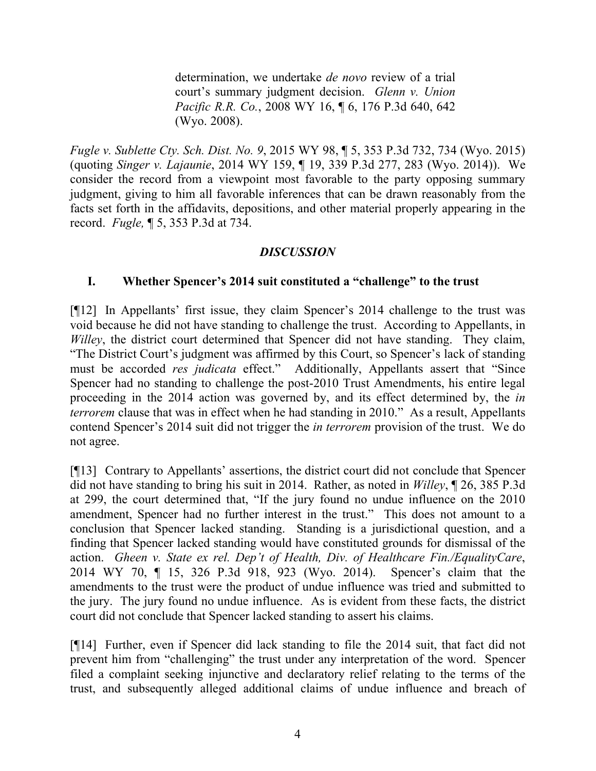> determination, we undertake *de novo* review of a trial court's summary judgment decision. *Glenn v. Union Pacific R.R. Co.*, 2008 WY 16, ¶ 6, 176 P.3d 640, 642 (Wyo. 2008).

*Fugle v. Sublette Cty. Sch. Dist. No. 9*, 2015 WY 98, ¶ 5, 353 P.3d 732, 734 (Wyo. 2015) (quoting *Singer v. Lajaunie*, 2014 WY 159, ¶ 19, 339 P.3d 277, 283 (Wyo. 2014)). We consider the record from a viewpoint most favorable to the party opposing summary judgment, giving to him all favorable inferences that can be drawn reasonably from the facts set forth in the affidavits, depositions, and other material properly appearing in the record. *Fugle,* ¶ 5, 353 P.3d at 734.

## *DISCUSSION*

### I. Whether Spencer's 2014 suit constituted a "challenge" to the trust

[¶12] In Appellants' first issue, they claim Spencer's 2014 challenge to the trust was void because he did not have standing to challenge the trust. According to Appellants, in *Willey*, the district court determined that Spencer did not have standing. They claim, "The District Court's judgment was affirmed by this Court, so Spencer's lack of standing must be accorded *res judicata* effect." Additionally, Appellants assert that "Since Spencer had no standing to challenge the post-2010 Trust Amendments, his entire legal proceeding in the 2014 action was governed by, and its effect determined by, the *in terrorem* clause that was in effect when he had standing in 2010." As a result, Appellants contend Spencer's 2014 suit did not trigger the *in terrorem* provision of the trust. We do not agree.

[¶13] Contrary to Appellants' assertions, the district court did not conclude that Spencer did not have standing to bring his suit in 2014. Rather, as noted in *Willey*, ¶ 26, 385 P.3d at 299, the court determined that, "If the jury found no undue influence on the 2010 amendment, Spencer had no further interest in the trust." This does not amount to a conclusion that Spencer lacked standing. Standing is a jurisdictional question, and a finding that Spencer lacked standing would have constituted grounds for dismissal of the action. *Gheen v. State ex rel. Dep't of Health, Div. of Healthcare Fin./EqualityCare*, 2014 WY 70, ¶ 15, 326 P.3d 918, 923 (Wyo. 2014). Spencer's claim that the amendments to the trust were the product of undue influence was tried and submitted to the jury. The jury found no undue influence. As is evident from these facts, the district court did not conclude that Spencer lacked standing to assert his claims.

[¶14] Further, even if Spencer did lack standing to file the 2014 suit, that fact did not prevent him from "challenging" the trust under any interpretation of the word. Spencer filed a complaint seeking injunctive and declaratory relief relating to the terms of the trust, and subsequently alleged additional claims of undue influence and breach of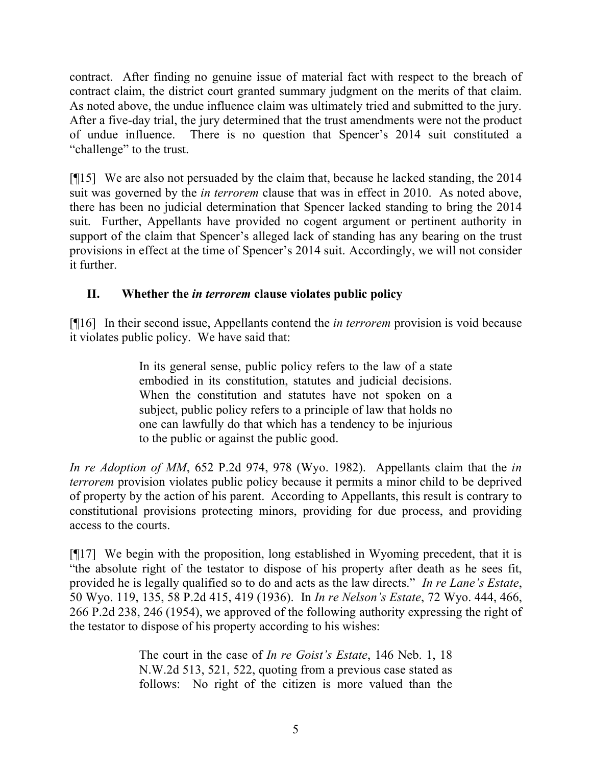contract. After finding no genuine issue of material fact with respect to the breach of contract claim, the district court granted summary judgment on the merits of that claim. As noted above, the undue influence claim was ultimately tried and submitted to the jury. After a five-day trial, the jury determined that the trust amendments were not the product of undue influence. There is no question that Spencer's 2014 suit constituted a "challenge" to the trust.

[¶15] We are also not persuaded by the claim that, because he lacked standing, the 2014 suit was governed by the *in terrorem* clause that was in effect in 2010. As noted above, there has been no judicial determination that Spencer lacked standing to bring the 2014 suit. Further, Appellants have provided no cogent argument or pertinent authority in support of the claim that Spencer's alleged lack of standing has any bearing on the trust provisions in effect at the time of Spencer's 2014 suit. Accordingly, we will not consider it further.

## II. Whether the *in terrorem* clause violates public policy

[¶16] In their second issue, Appellants contend the *in terrorem* provision is void because it violates public policy. We have said that:

> In its general sense, public policy refers to the law of a state embodied in its constitution, statutes and judicial decisions. When the constitution and statutes have not spoken on a subject, public policy refers to a principle of law that holds no one can lawfully do that which has a tendency to be injurious to the public or against the public good.

*In re Adoption of MM*, 652 P.2d 974, 978 (Wyo. 1982). Appellants claim that the *in terrorem* provision violates public policy because it permits a minor child to be deprived of property by the action of his parent. According to Appellants, this result is contrary to constitutional provisions protecting minors, providing for due process, and providing access to the courts.

[¶17] We begin with the proposition, long established in Wyoming precedent, that it is "the absolute right of the testator to dispose of his property after death as he sees fit, provided he is legally qualified so to do and acts as the law directs." *In re Lane's Estate*, 50 Wyo. 119, 135, 58 P.2d 415, 419 (1936). In *In re Nelson's Estate*, 72 Wyo. 444, 466, 266 P.2d 238, 246 (1954), we approved of the following authority expressing the right of the testator to dispose of his property according to his wishes:

> The court in the case of *In re Goist's Estate*, 146 Neb. 1, 18 N.W.2d 513, 521, 522, quoting from a previous case stated as follows: No right of the citizen is more valued than the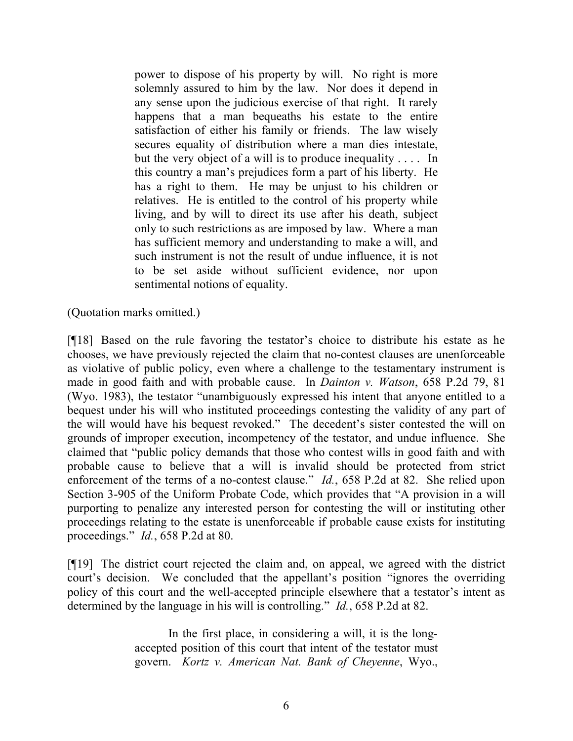> power to dispose of his property by will. No right is more solemnly assured to him by the law. Nor does it depend in any sense upon the judicious exercise of that right. It rarely happens that a man bequeaths his estate to the entire satisfaction of either his family or friends. The law wisely secures equality of distribution where a man dies intestate, but the very object of a will is to produce inequality . . . . In this country a man's prejudices form a part of his liberty. He has a right to them. He may be unjust to his children or relatives. He is entitled to the control of his property while living, and by will to direct its use after his death, subject only to such restrictions as are imposed by law. Where a man has sufficient memory and understanding to make a will, and such instrument is not the result of undue influence, it is not to be set aside without sufficient evidence, nor upon sentimental notions of equality.

(Quotation marks omitted.)

[¶18] Based on the rule favoring the testator's choice to distribute his estate as he chooses, we have previously rejected the claim that no-contest clauses are unenforceable as violative of public policy, even where a challenge to the testamentary instrument is made in good faith and with probable cause. In *Dainton v. Watson*, 658 P.2d 79, 81 (Wyo. 1983), the testator "unambiguously expressed his intent that anyone entitled to a bequest under his will who instituted proceedings contesting the validity of any part of the will would have his bequest revoked." The decedent's sister contested the will on grounds of improper execution, incompetency of the testator, and undue influence. She claimed that "public policy demands that those who contest wills in good faith and with probable cause to believe that a will is invalid should be protected from strict enforcement of the terms of a no-contest clause." *Id.*, 658 P.2d at 82. She relied upon Section 3-905 of the Uniform Probate Code, which provides that "A provision in a will purporting to penalize any interested person for contesting the will or instituting other proceedings relating to the estate is unenforceable if probable cause exists for instituting proceedings." *Id.*, 658 P.2d at 80.

[¶19] The district court rejected the claim and, on appeal, we agreed with the district court's decision. We concluded that the appellant's position "ignores the overriding policy of this court and the well-accepted principle elsewhere that a testator's intent as determined by the language in his will is controlling." *Id.*, 658 P.2d at 82.

> In the first place, in considering a will, it is the long-accepted position of this court that intent of the testator must govern. *Kortz v. American Nat. Bank of Cheyenne*, Wyo.,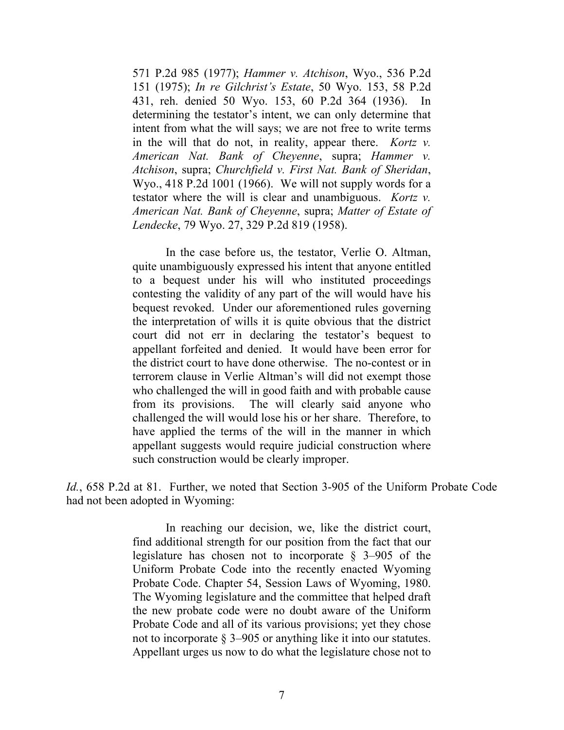> 571 P.2d 985 (1977); *Hammer v. Atchison*, Wyo., 536 P.2d 151 (1975); *In re Gilchrist's Estate*, 50 Wyo. 153, 58 P.2d 431, reh. denied 50 Wyo. 153, 60 P.2d 364 (1936). In determining the testator's intent, we can only determine that intent from what the will says; we are not free to write terms in the will that do not, in reality, appear there. *Kortz v. American Nat. Bank of Cheyenne*, supra; *Hammer v. Atchison*, supra; *Churchfield v. First Nat. Bank of Sheridan*, Wyo., 418 P.2d 1001 (1966). We will not supply words for a testator where the will is clear and unambiguous. *Kortz v. American Nat. Bank of Cheyenne*, supra; *Matter of Estate of Lendecke*, 79 Wyo. 27, 329 P.2d 819 (1958).
>
> In the case before us, the testator, Verlie O. Altman, quite unambiguously expressed his intent that anyone entitled to a bequest under his will who instituted proceedings contesting the validity of any part of the will would have his bequest revoked. Under our aforementioned rules governing the interpretation of wills it is quite obvious that the district court did not err in declaring the testator's bequest to appellant forfeited and denied. It would have been error for the district court to have done otherwise. The no-contest or in terrorem clause in Verlie Altman's will did not exempt those who challenged the will in good faith and with probable cause from its provisions. The will clearly said anyone who challenged the will would lose his or her share. Therefore, to have applied the terms of the will in the manner in which appellant suggests would require judicial construction where such construction would be clearly improper.

*Id.*, 658 P.2d at 81. Further, we noted that Section 3-905 of the Uniform Probate Code had not been adopted in Wyoming:

> In reaching our decision, we, like the district court, find additional strength for our position from the fact that our legislature has chosen not to incorporate § 3–905 of the Uniform Probate Code into the recently enacted Wyoming Probate Code. Chapter 54, Session Laws of Wyoming, 1980. The Wyoming legislature and the committee that helped draft the new probate code were no doubt aware of the Uniform Probate Code and all of its various provisions; yet they chose not to incorporate § 3–905 or anything like it into our statutes. Appellant urges us now to do what the legislature chose not to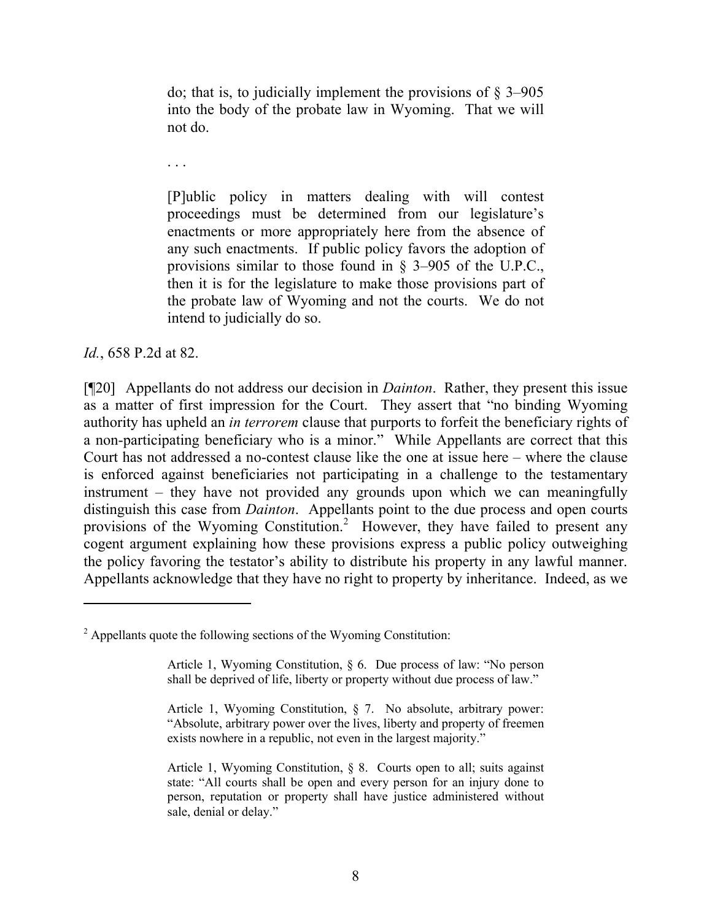> do; that is, to judicially implement the provisions of § 3–905 into the body of the probate law in Wyoming. That we will not do.
>
> . . .
>
> [P]ublic policy in matters dealing with will contest proceedings must be determined from our legislature's enactments or more appropriately here from the absence of any such enactments. If public policy favors the adoption of provisions similar to those found in § 3–905 of the U.P.C., then it is for the legislature to make those provisions part of the probate law of Wyoming and not the courts. We do not intend to judicially do so.

*Id.*, 658 P.2d at 82.

[¶20] Appellants do not address our decision in *Dainton*. Rather, they present this issue as a matter of first impression for the Court. They assert that "no binding Wyoming authority has upheld an *in terrorem* clause that purports to forfeit the beneficiary rights of a non-participating beneficiary who is a minor." While Appellants are correct that this Court has not addressed a no-contest clause like the one at issue here – where the clause is enforced against beneficiaries not participating in a challenge to the testamentary instrument – they have not provided any grounds upon which we can meaningfully distinguish this case from *Dainton*. Appellants point to the due process and open courts provisions of the Wyoming Constitution.[2] However, they have failed to present any cogent argument explaining how these provisions express a public policy outweighing the policy favoring the testator's ability to distribute his property in any lawful manner. Appellants acknowledge that they have no right to property by inheritance. Indeed, as we

---

[2] Appellants quote the following sections of the Wyoming Constitution:

> Article 1, Wyoming Constitution, § 6. Due process of law: "No person shall be deprived of life, liberty or property without due process of law."
>
> Article 1, Wyoming Constitution, § 7. No absolute, arbitrary power: "Absolute, arbitrary power over the lives, liberty and property of freemen exists nowhere in a republic, not even in the largest majority."
>
> Article 1, Wyoming Constitution, § 8. Courts open to all; suits against state: "All courts shall be open and every person for an injury done to person, reputation or property shall have justice administered without sale, denial or delay."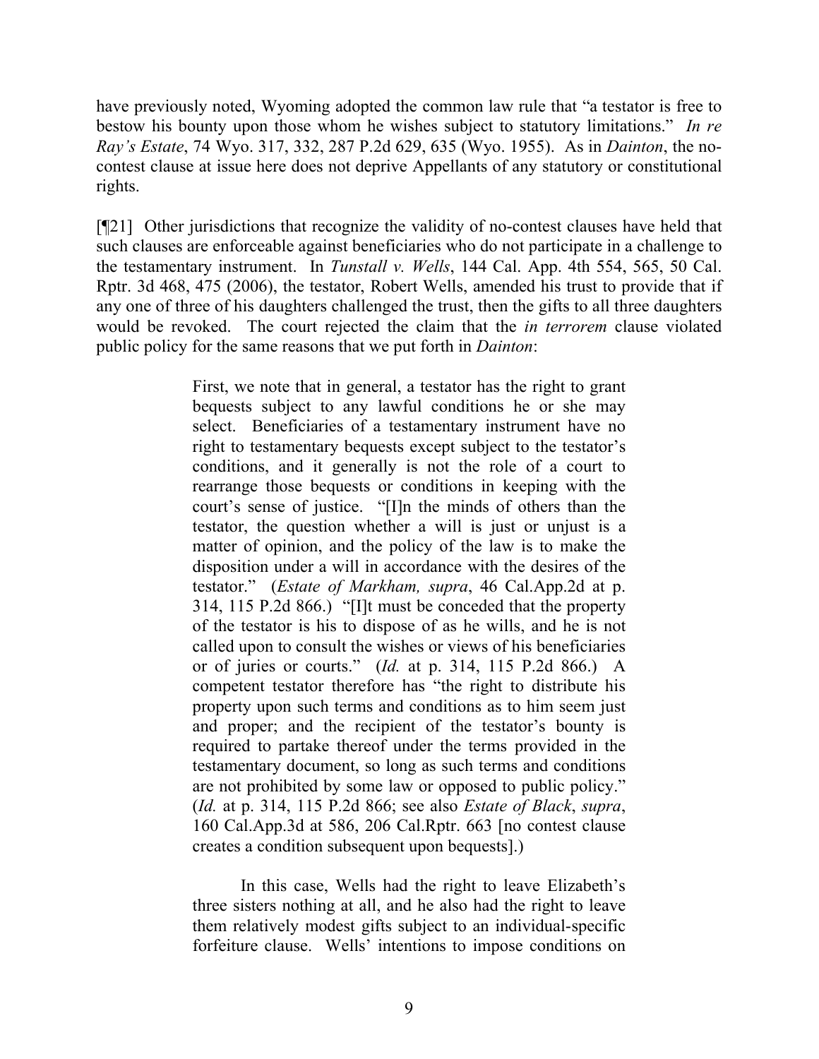have previously noted, Wyoming adopted the common law rule that "a testator is free to bestow his bounty upon those whom he wishes subject to statutory limitations." *In re Ray's Estate*, 74 Wyo. 317, 332, 287 P.2d 629, 635 (Wyo. 1955). As in *Dainton*, the no-contest clause at issue here does not deprive Appellants of any statutory or constitutional rights.

[¶21] Other jurisdictions that recognize the validity of no-contest clauses have held that such clauses are enforceable against beneficiaries who do not participate in a challenge to the testamentary instrument. In *Tunstall v. Wells*, 144 Cal. App. 4th 554, 565, 50 Cal. Rptr. 3d 468, 475 (2006), the testator, Robert Wells, amended his trust to provide that if any one of three of his daughters challenged the trust, then the gifts to all three daughters would be revoked. The court rejected the claim that the *in terrorem* clause violated public policy for the same reasons that we put forth in *Dainton*:

> First, we note that in general, a testator has the right to grant bequests subject to any lawful conditions he or she may select. Beneficiaries of a testamentary instrument have no right to testamentary bequests except subject to the testator's conditions, and it generally is not the role of a court to rearrange those bequests or conditions in keeping with the court's sense of justice. "[I]n the minds of others than the testator, the question whether a will is just or unjust is a matter of opinion, and the policy of the law is to make the disposition under a will in accordance with the desires of the testator." (*Estate of Markham, supra*, 46 Cal.App.2d at p. 314, 115 P.2d 866.) "[I]t must be conceded that the property of the testator is his to dispose of as he wills, and he is not called upon to consult the wishes or views of his beneficiaries or of juries or courts." (*Id.* at p. 314, 115 P.2d 866.) A competent testator therefore has "the right to distribute his property upon such terms and conditions as to him seem just and proper; and the recipient of the testator's bounty is required to partake thereof under the terms provided in the testamentary document, so long as such terms and conditions are not prohibited by some law or opposed to public policy." (*Id.* at p. 314, 115 P.2d 866; see also *Estate of Black*, *supra*, 160 Cal.App.3d at 586, 206 Cal.Rptr. 663 [no contest clause creates a condition subsequent upon bequests].)
>
> In this case, Wells had the right to leave Elizabeth's three sisters nothing at all, and he also had the right to leave them relatively modest gifts subject to an individual-specific forfeiture clause. Wells' intentions to impose conditions on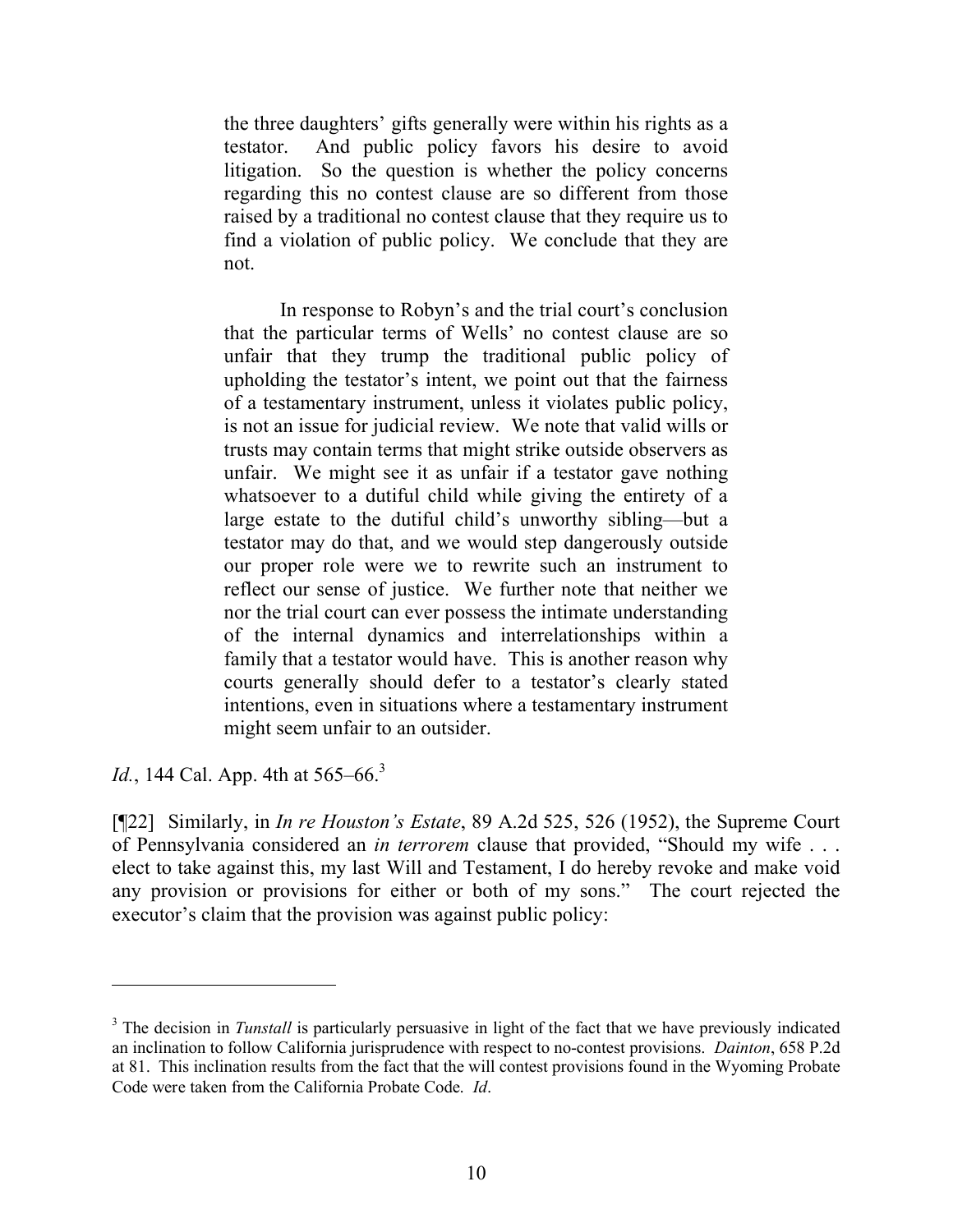> the three daughters' gifts generally were within his rights as a testator. And public policy favors his desire to avoid litigation. So the question is whether the policy concerns regarding this no contest clause are so different from those raised by a traditional no contest clause that they require us to find a violation of public policy. We conclude that they are not.
>
> In response to Robyn's and the trial court's conclusion that the particular terms of Wells' no contest clause are so unfair that they trump the traditional public policy of upholding the testator's intent, we point out that the fairness of a testamentary instrument, unless it violates public policy, is not an issue for judicial review. We note that valid wills or trusts may contain terms that might strike outside observers as unfair. We might see it as unfair if a testator gave nothing whatsoever to a dutiful child while giving the entirety of a large estate to the dutiful child's unworthy sibling—but a testator may do that, and we would step dangerously outside our proper role were we to rewrite such an instrument to reflect our sense of justice. We further note that neither we nor the trial court can ever possess the intimate understanding of the internal dynamics and interrelationships within a family that a testator would have. This is another reason why courts generally should defer to a testator's clearly stated intentions, even in situations where a testamentary instrument might seem unfair to an outsider.

*Id.*, 144 Cal. App. 4th at 565–66.[3]

[¶22] Similarly, in *In re Houston's Estate*, 89 A.2d 525, 526 (1952), the Supreme Court of Pennsylvania considered an *in terrorem* clause that provided, "Should my wife . . . elect to take against this, my last Will and Testament, I do hereby revoke and make void any provision or provisions for either or both of my sons." The court rejected the executor's claim that the provision was against public policy:

---

[3] The decision in *Tunstall* is particularly persuasive in light of the fact that we have previously indicated an inclination to follow California jurisprudence with respect to no-contest provisions. *Dainton*, 658 P.2d at 81. This inclination results from the fact that the will contest provisions found in the Wyoming Probate Code were taken from the California Probate Code. *Id*.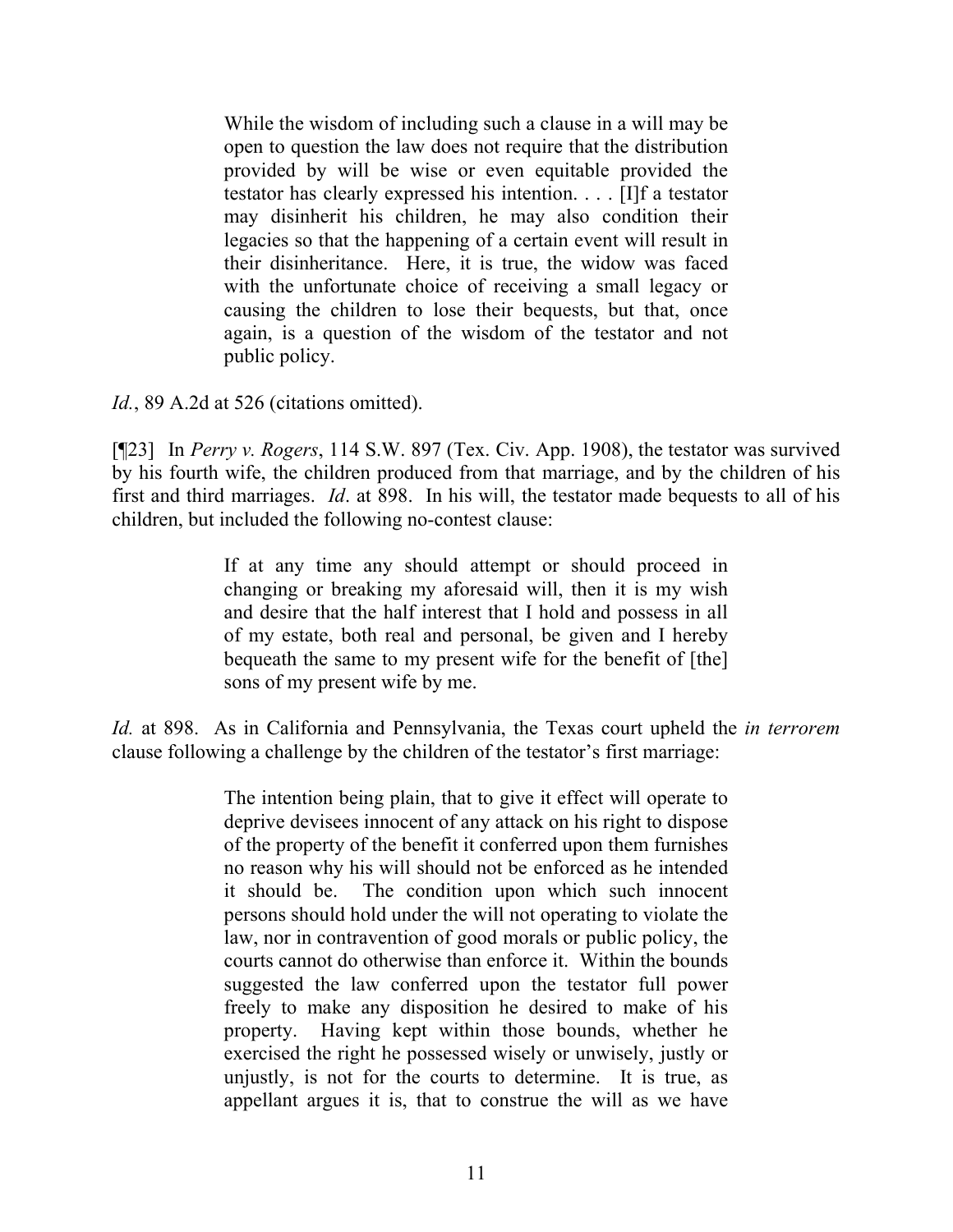> While the wisdom of including such a clause in a will may be open to question the law does not require that the distribution provided by will be wise or even equitable provided the testator has clearly expressed his intention. . . . [I]f a testator may disinherit his children, he may also condition their legacies so that the happening of a certain event will result in their disinheritance. Here, it is true, the widow was faced with the unfortunate choice of receiving a small legacy or causing the children to lose their bequests, but that, once again, is a question of the wisdom of the testator and not public policy.

*Id.*, 89 A.2d at 526 (citations omitted).

[¶23] In *Perry v. Rogers*, 114 S.W. 897 (Tex. Civ. App. 1908), the testator was survived by his fourth wife, the children produced from that marriage, and by the children of his first and third marriages. *Id*. at 898. In his will, the testator made bequests to all of his children, but included the following no-contest clause:

> If at any time any should attempt or should proceed in changing or breaking my aforesaid will, then it is my wish and desire that the half interest that I hold and possess in all of my estate, both real and personal, be given and I hereby bequeath the same to my present wife for the benefit of [the] sons of my present wife by me.

*Id.* at 898. As in California and Pennsylvania, the Texas court upheld the *in terrorem* clause following a challenge by the children of the testator's first marriage:

> The intention being plain, that to give it effect will operate to deprive devisees innocent of any attack on his right to dispose of the property of the benefit it conferred upon them furnishes no reason why his will should not be enforced as he intended it should be. The condition upon which such innocent persons should hold under the will not operating to violate the law, nor in contravention of good morals or public policy, the courts cannot do otherwise than enforce it. Within the bounds suggested the law conferred upon the testator full power freely to make any disposition he desired to make of his property. Having kept within those bounds, whether he exercised the right he possessed wisely or unwisely, justly or unjustly, is not for the courts to determine. It is true, as appellant argues it is, that to construe the will as we have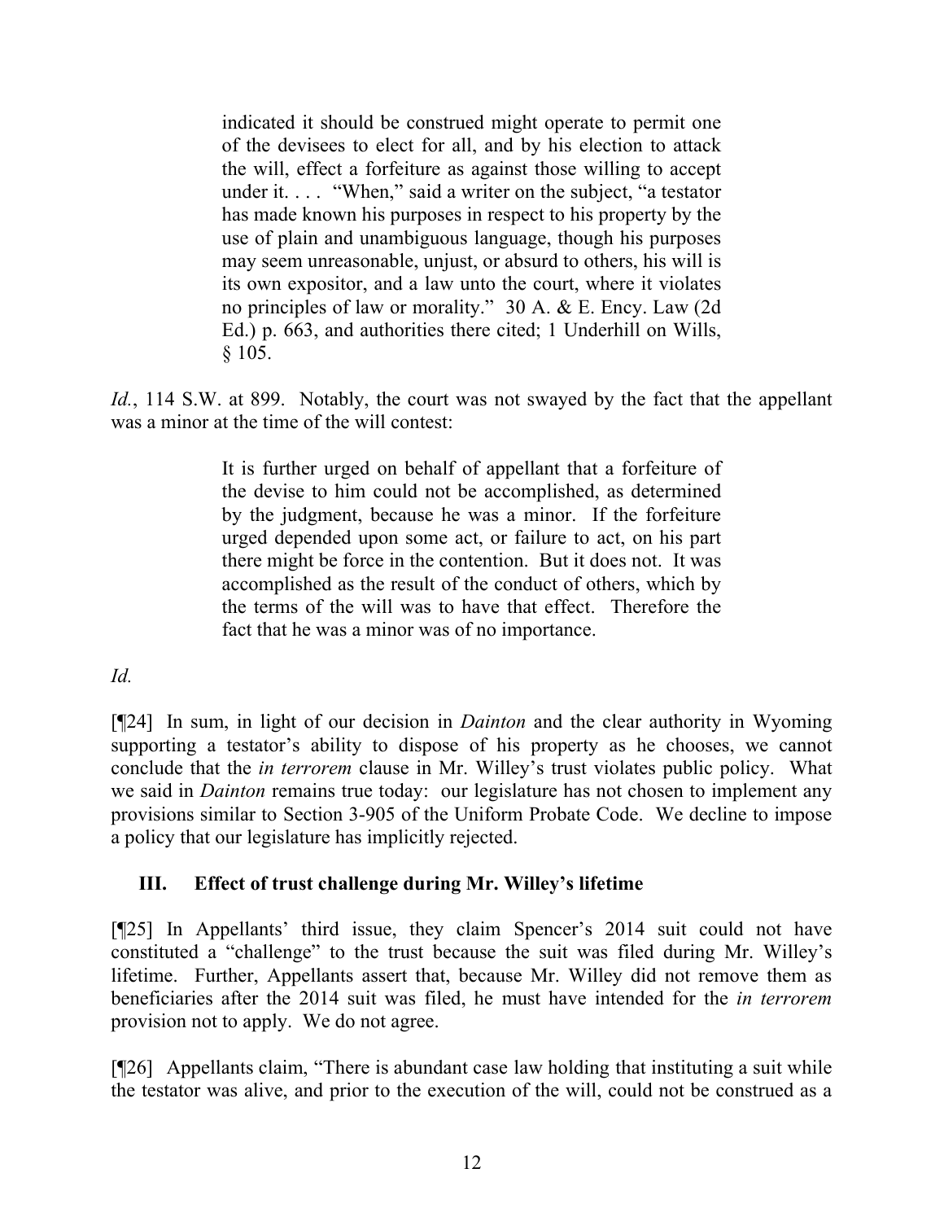> indicated it should be construed might operate to permit one of the devisees to elect for all, and by his election to attack the will, effect a forfeiture as against those willing to accept under it. . . . "When," said a writer on the subject, "a testator has made known his purposes in respect to his property by the use of plain and unambiguous language, though his purposes may seem unreasonable, unjust, or absurd to others, his will is its own expositor, and a law unto the court, where it violates no principles of law or morality." 30 A. & E. Ency. Law (2d Ed.) p. 663, and authorities there cited; 1 Underhill on Wills, § 105.

*Id.*, 114 S.W. at 899. Notably, the court was not swayed by the fact that the appellant was a minor at the time of the will contest:

> It is further urged on behalf of appellant that a forfeiture of the devise to him could not be accomplished, as determined by the judgment, because he was a minor. If the forfeiture urged depended upon some act, or failure to act, on his part there might be force in the contention. But it does not. It was accomplished as the result of the conduct of others, which by the terms of the will was to have that effect. Therefore the fact that he was a minor was of no importance.

*Id.*

[¶24] In sum, in light of our decision in *Dainton* and the clear authority in Wyoming supporting a testator's ability to dispose of his property as he chooses, we cannot conclude that the *in terrorem* clause in Mr. Willey's trust violates public policy. What we said in *Dainton* remains true today: our legislature has not chosen to implement any provisions similar to Section 3-905 of the Uniform Probate Code. We decline to impose a policy that our legislature has implicitly rejected.

### III. Effect of trust challenge during Mr. Willey's lifetime

[¶25] In Appellants' third issue, they claim Spencer's 2014 suit could not have constituted a "challenge" to the trust because the suit was filed during Mr. Willey's lifetime. Further, Appellants assert that, because Mr. Willey did not remove them as beneficiaries after the 2014 suit was filed, he must have intended for the *in terrorem* provision not to apply. We do not agree.

[¶26] Appellants claim, "There is abundant case law holding that instituting a suit while the testator was alive, and prior to the execution of the will, could not be construed as a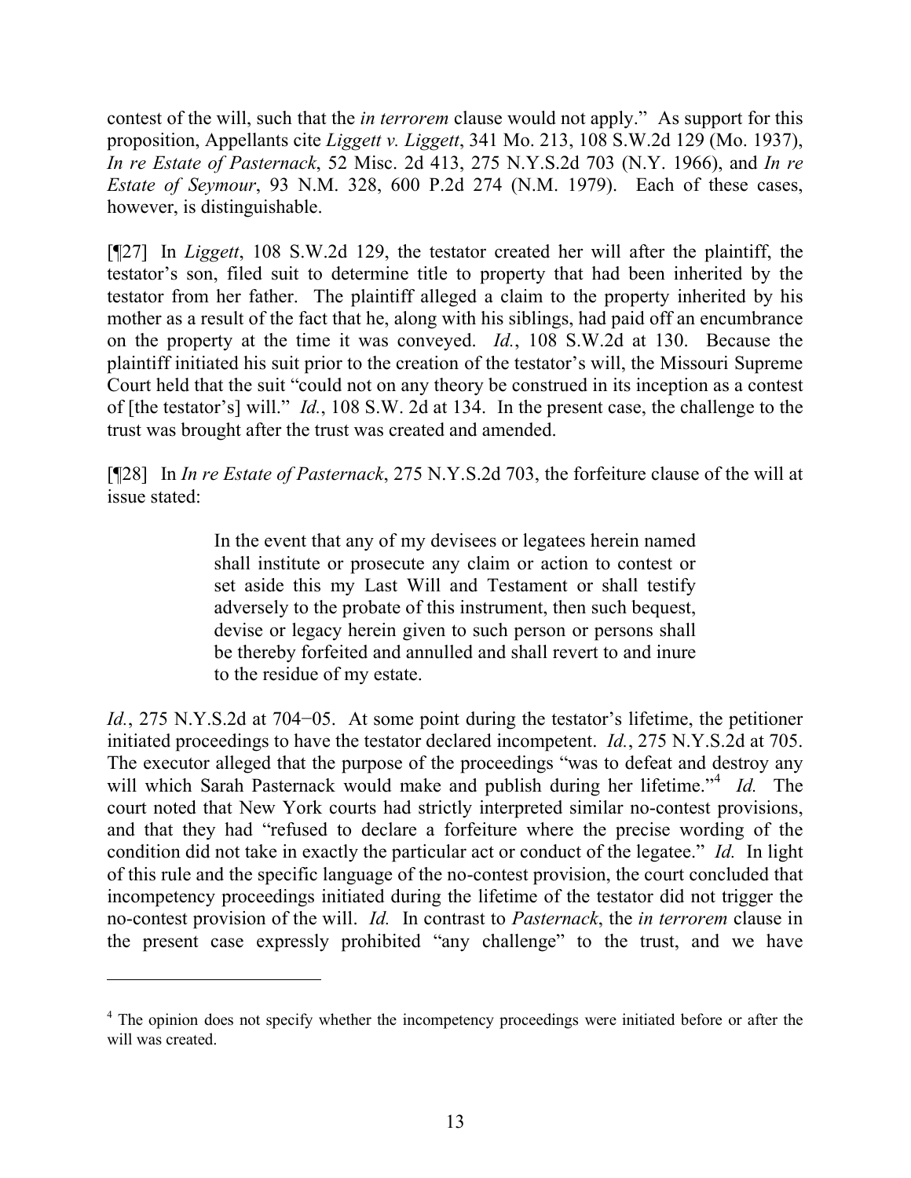contest of the will, such that the *in terrorem* clause would not apply." As support for this proposition, Appellants cite *Liggett v. Liggett*, 341 Mo. 213, 108 S.W.2d 129 (Mo. 1937), *In re Estate of Pasternack*, 52 Misc. 2d 413, 275 N.Y.S.2d 703 (N.Y. 1966), and *In re Estate of Seymour*, 93 N.M. 328, 600 P.2d 274 (N.M. 1979). Each of these cases, however, is distinguishable.

[¶27] In *Liggett*, 108 S.W.2d 129, the testator created her will after the plaintiff, the testator's son, filed suit to determine title to property that had been inherited by the testator from her father. The plaintiff alleged a claim to the property inherited by his mother as a result of the fact that he, along with his siblings, had paid off an encumbrance on the property at the time it was conveyed. *Id.*, 108 S.W.2d at 130. Because the plaintiff initiated his suit prior to the creation of the testator's will, the Missouri Supreme Court held that the suit "could not on any theory be construed in its inception as a contest of [the testator's] will." *Id.*, 108 S.W. 2d at 134. In the present case, the challenge to the trust was brought after the trust was created and amended.

[¶28] In *In re Estate of Pasternack*, 275 N.Y.S.2d 703, the forfeiture clause of the will at issue stated:

> In the event that any of my devisees or legatees herein named shall institute or prosecute any claim or action to contest or set aside this my Last Will and Testament or shall testify adversely to the probate of this instrument, then such bequest, devise or legacy herein given to such person or persons shall be thereby forfeited and annulled and shall revert to and inure to the residue of my estate.

*Id.*, 275 N.Y.S.2d at 704−05. At some point during the testator's lifetime, the petitioner initiated proceedings to have the testator declared incompetent. *Id.*, 275 N.Y.S.2d at 705. The executor alleged that the purpose of the proceedings "was to defeat and destroy any will which Sarah Pasternack would make and publish during her lifetime."[4] *Id.* The court noted that New York courts had strictly interpreted similar no-contest provisions, and that they had "refused to declare a forfeiture where the precise wording of the condition did not take in exactly the particular act or conduct of the legatee." *Id.* In light of this rule and the specific language of the no-contest provision, the court concluded that incompetency proceedings initiated during the lifetime of the testator did not trigger the no-contest provision of the will. *Id.* In contrast to *Pasternack*, the *in terrorem* clause in the present case expressly prohibited "any challenge" to the trust, and we have

---

[4] The opinion does not specify whether the incompetency proceedings were initiated before or after the will was created.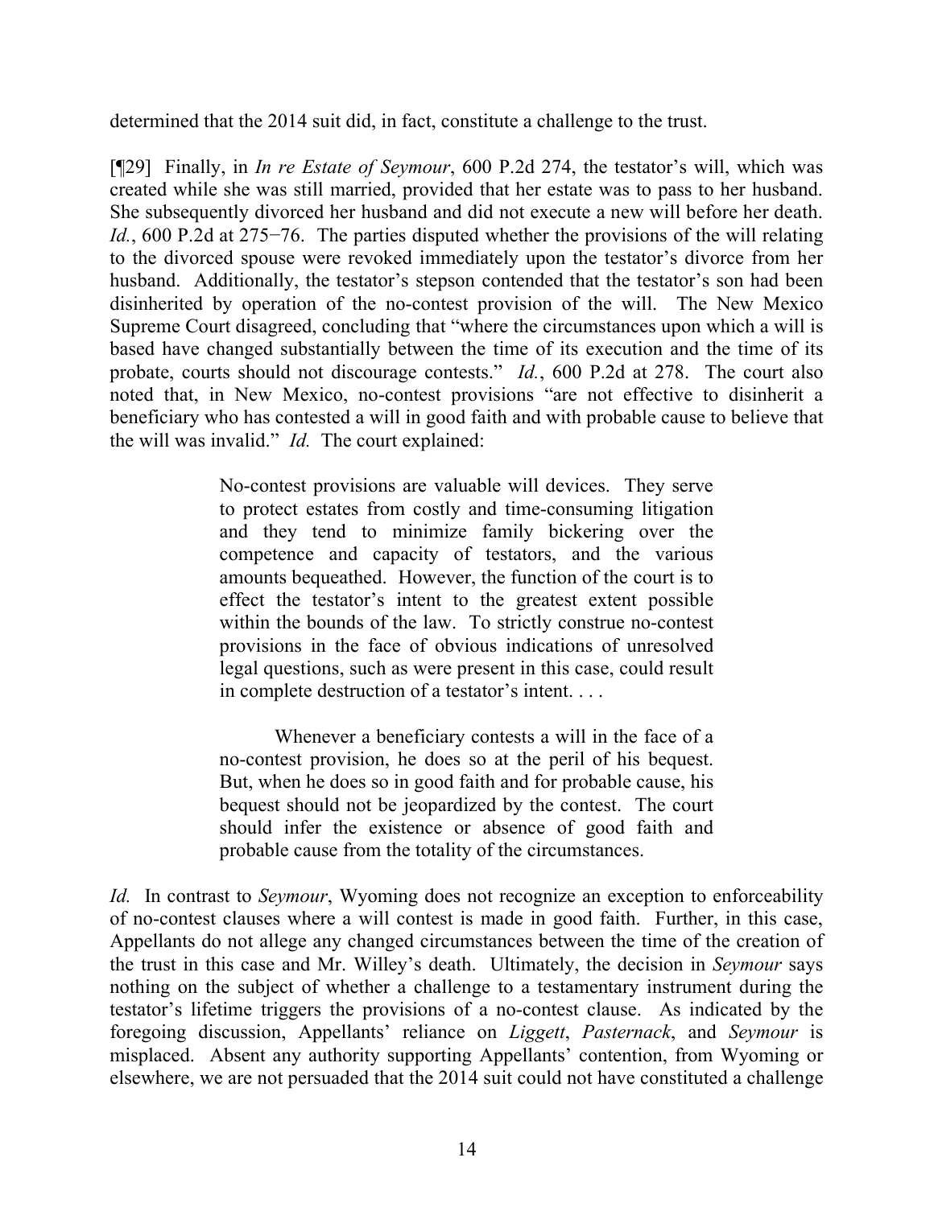determined that the 2014 suit did, in fact, constitute a challenge to the trust.

[¶29] Finally, in *In re Estate of Seymour*, 600 P.2d 274, the testator's will, which was created while she was still married, provided that her estate was to pass to her husband. She subsequently divorced her husband and did not execute a new will before her death. *Id.*, 600 P.2d at 275−76. The parties disputed whether the provisions of the will relating to the divorced spouse were revoked immediately upon the testator's divorce from her husband. Additionally, the testator's stepson contended that the testator's son had been disinherited by operation of the no-contest provision of the will. The New Mexico Supreme Court disagreed, concluding that "where the circumstances upon which a will is based have changed substantially between the time of its execution and the time of its probate, courts should not discourage contests." *Id.*, 600 P.2d at 278. The court also noted that, in New Mexico, no-contest provisions "are not effective to disinherit a beneficiary who has contested a will in good faith and with probable cause to believe that the will was invalid." *Id.* The court explained:

> No-contest provisions are valuable will devices. They serve to protect estates from costly and time-consuming litigation and they tend to minimize family bickering over the competence and capacity of testators, and the various amounts bequeathed. However, the function of the court is to effect the testator's intent to the greatest extent possible within the bounds of the law. To strictly construe no-contest provisions in the face of obvious indications of unresolved legal questions, such as were present in this case, could result in complete destruction of a testator's intent. . . .
>
> Whenever a beneficiary contests a will in the face of a no-contest provision, he does so at the peril of his bequest. But, when he does so in good faith and for probable cause, his bequest should not be jeopardized by the contest. The court should infer the existence or absence of good faith and probable cause from the totality of the circumstances.

*Id.* In contrast to *Seymour*, Wyoming does not recognize an exception to enforceability of no-contest clauses where a will contest is made in good faith. Further, in this case, Appellants do not allege any changed circumstances between the time of the creation of the trust in this case and Mr. Willey's death. Ultimately, the decision in *Seymour* says nothing on the subject of whether a challenge to a testamentary instrument during the testator's lifetime triggers the provisions of a no-contest clause. As indicated by the foregoing discussion, Appellants' reliance on *Liggett*, *Pasternack*, and *Seymour* is misplaced. Absent any authority supporting Appellants' contention, from Wyoming or elsewhere, we are not persuaded that the 2014 suit could not have constituted a challenge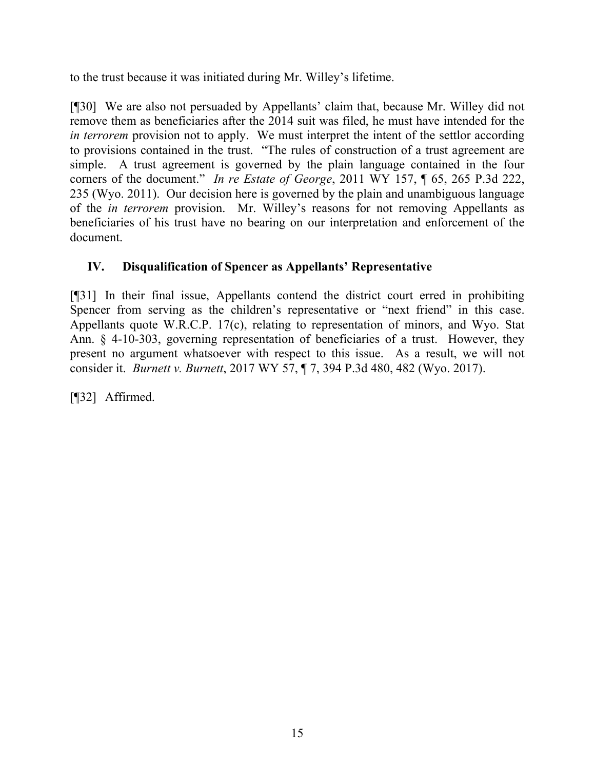to the trust because it was initiated during Mr. Willey's lifetime.

[¶30] We are also not persuaded by Appellants' claim that, because Mr. Willey did not remove them as beneficiaries after the 2014 suit was filed, he must have intended for the *in terrorem* provision not to apply. We must interpret the intent of the settlor according to provisions contained in the trust. "The rules of construction of a trust agreement are simple. A trust agreement is governed by the plain language contained in the four corners of the document." *In re Estate of George*, 2011 WY 157, ¶ 65, 265 P.3d 222, 235 (Wyo. 2011). Our decision here is governed by the plain and unambiguous language of the *in terrorem* provision. Mr. Willey's reasons for not removing Appellants as beneficiaries of his trust have no bearing on our interpretation and enforcement of the document.

## IV. Disqualification of Spencer as Appellants' Representative

[¶31] In their final issue, Appellants contend the district court erred in prohibiting Spencer from serving as the children's representative or "next friend" in this case. Appellants quote W.R.C.P. 17(c), relating to representation of minors, and Wyo. Stat Ann. § 4-10-303, governing representation of beneficiaries of a trust. However, they present no argument whatsoever with respect to this issue. As a result, we will not consider it. *Burnett v. Burnett*, 2017 WY 57, ¶ 7, 394 P.3d 480, 482 (Wyo. 2017).

[¶32] Affirmed.